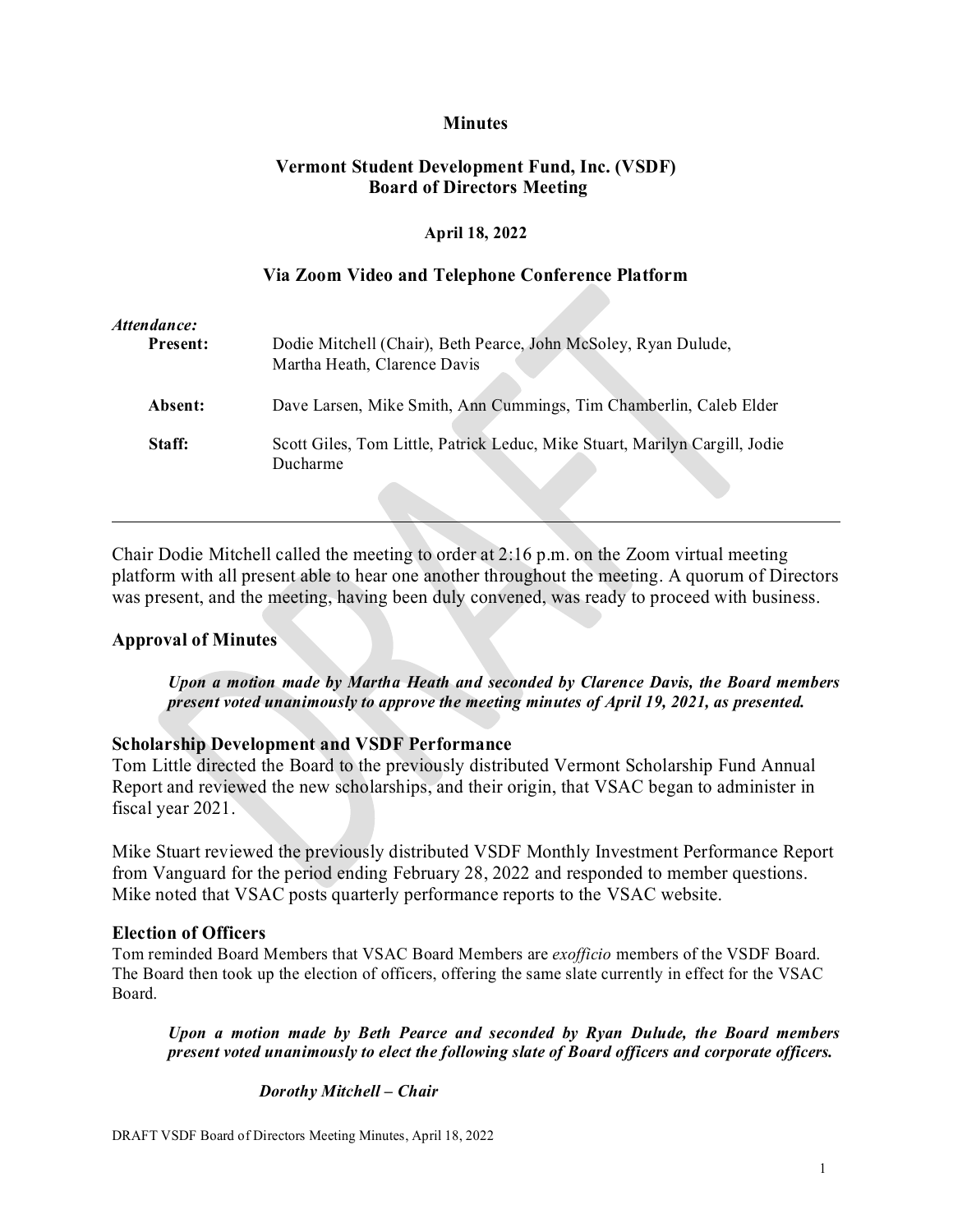**Minutes**

**Vermont Student Development Fund, Inc. (VSDF)**
**Board of Directors Meeting**

**April 18, 2022**

**Via Zoom Video and Telephone Conference Platform**

*Attendance:*

| | |
|---|---|
| **Present:** | Dodie Mitchell (Chair), Beth Pearce, John McSoley, Ryan Dulude, Martha Heath, Clarence Davis |
| **Absent:** | Dave Larsen, Mike Smith, Ann Cummings, Tim Chamberlin, Caleb Elder |
| **Staff:** | Scott Giles, Tom Little, Patrick Leduc, Mike Stuart, Marilyn Cargill, Jodie Ducharme |

---

Chair Dodie Mitchell called the meeting to order at 2:16 p.m. on the Zoom virtual meeting platform with all present able to hear one another throughout the meeting. A quorum of Directors was present, and the meeting, having been duly convened, was ready to proceed with business.

### Approval of Minutes

> ***Upon a motion made by Martha Heath and seconded by Clarence Davis, the Board members present voted unanimously to approve the meeting minutes of April 19, 2021, as presented.***

### Scholarship Development and VSDF Performance

Tom Little directed the Board to the previously distributed Vermont Scholarship Fund Annual Report and reviewed the new scholarships, and their origin, that VSAC began to administer in fiscal year 2021.

Mike Stuart reviewed the previously distributed VSDF Monthly Investment Performance Report from Vanguard for the period ending February 28, 2022 and responded to member questions. Mike noted that VSAC posts quarterly performance reports to the VSAC website.

### Election of Officers

Tom reminded Board Members that VSAC Board Members are *exofficio* members of the VSDF Board. The Board then took up the election of officers, offering the same slate currently in effect for the VSAC Board.

> ***Upon a motion made by Beth Pearce and seconded by Ryan Dulude, the Board members present voted unanimously to elect the following slate of Board officers and corporate officers.***
>
> ***Dorothy Mitchell – Chair***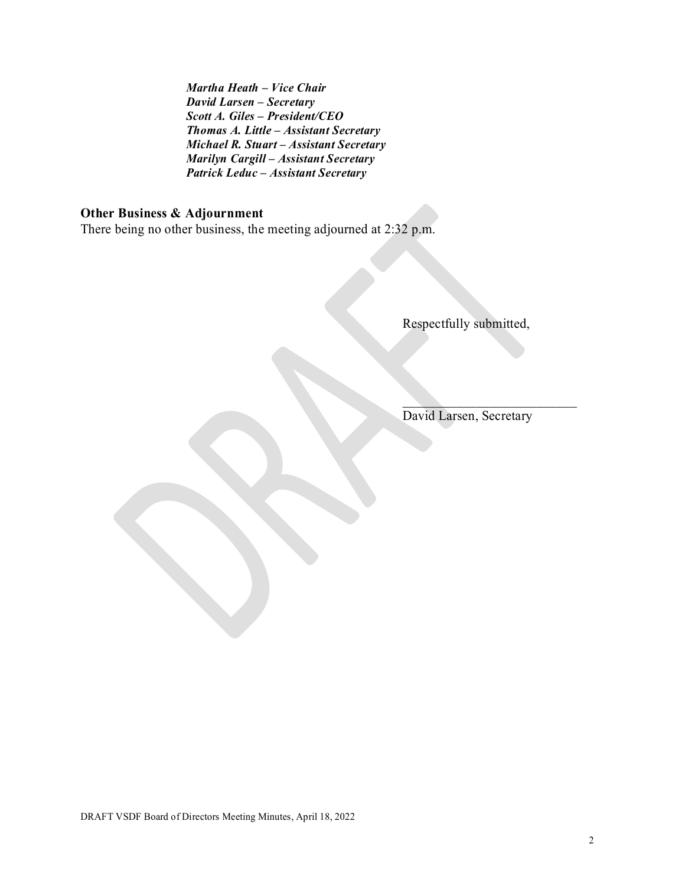***Martha Heath – Vice Chair***
***David Larsen – Secretary***
***Scott A. Giles – President/CEO***
***Thomas A. Little – Assistant Secretary***
***Michael R. Stuart – Assistant Secretary***
***Marilyn Cargill – Assistant Secretary***
***Patrick Leduc – Assistant Secretary***

**Other Business & Adjournment**

There being no other business, the meeting adjourned at 2:32 p.m.

Respectfully submitted,

___________________________
David Larsen, Secretary